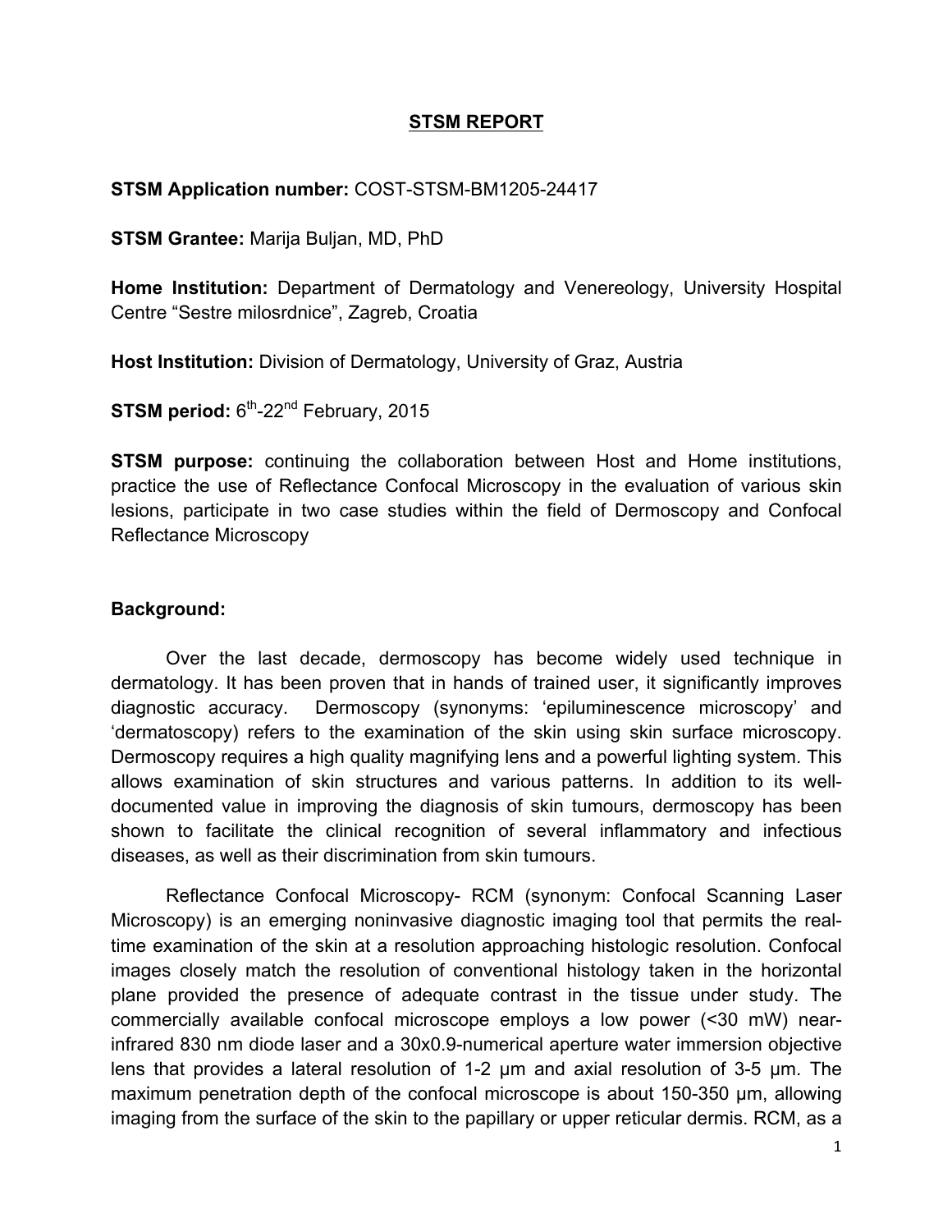# STSM REPORT

**STSM Application number:** COST-STSM-BM1205-24417

**STSM Grantee:** Marija Buljan, MD, PhD

**Home Institution:** Department of Dermatology and Venereology, University Hospital Centre "Sestre milosrdnice", Zagreb, Croatia

**Host Institution:** Division of Dermatology, University of Graz, Austria

**STSM period:** 6$^{th}$-22$^{nd}$ February, 2015

**STSM purpose:** continuing the collaboration between Host and Home institutions, practice the use of Reflectance Confocal Microscopy in the evaluation of various skin lesions, participate in two case studies within the field of Dermoscopy and Confocal Reflectance Microscopy

## Background:

Over the last decade, dermoscopy has become widely used technique in dermatology. It has been proven that in hands of trained user, it significantly improves diagnostic accuracy. Dermoscopy (synonyms: 'epiluminescence microscopy' and 'dermatoscopy) refers to the examination of the skin using skin surface microscopy. Dermoscopy requires a high quality magnifying lens and a powerful lighting system. This allows examination of skin structures and various patterns. In addition to its well-documented value in improving the diagnosis of skin tumours, dermoscopy has been shown to facilitate the clinical recognition of several inflammatory and infectious diseases, as well as their discrimination from skin tumours.

Reflectance Confocal Microscopy- RCM (synonym: Confocal Scanning Laser Microscopy) is an emerging noninvasive diagnostic imaging tool that permits the real-time examination of the skin at a resolution approaching histologic resolution. Confocal images closely match the resolution of conventional histology taken in the horizontal plane provided the presence of adequate contrast in the tissue under study. The commercially available confocal microscope employs a low power (<30 mW) near-infrared 830 nm diode laser and a 30x0.9-numerical aperture water immersion objective lens that provides a lateral resolution of 1-2 μm and axial resolution of 3-5 μm. The maximum penetration depth of the confocal microscope is about 150-350 μm, allowing imaging from the surface of the skin to the papillary or upper reticular dermis. RCM, as a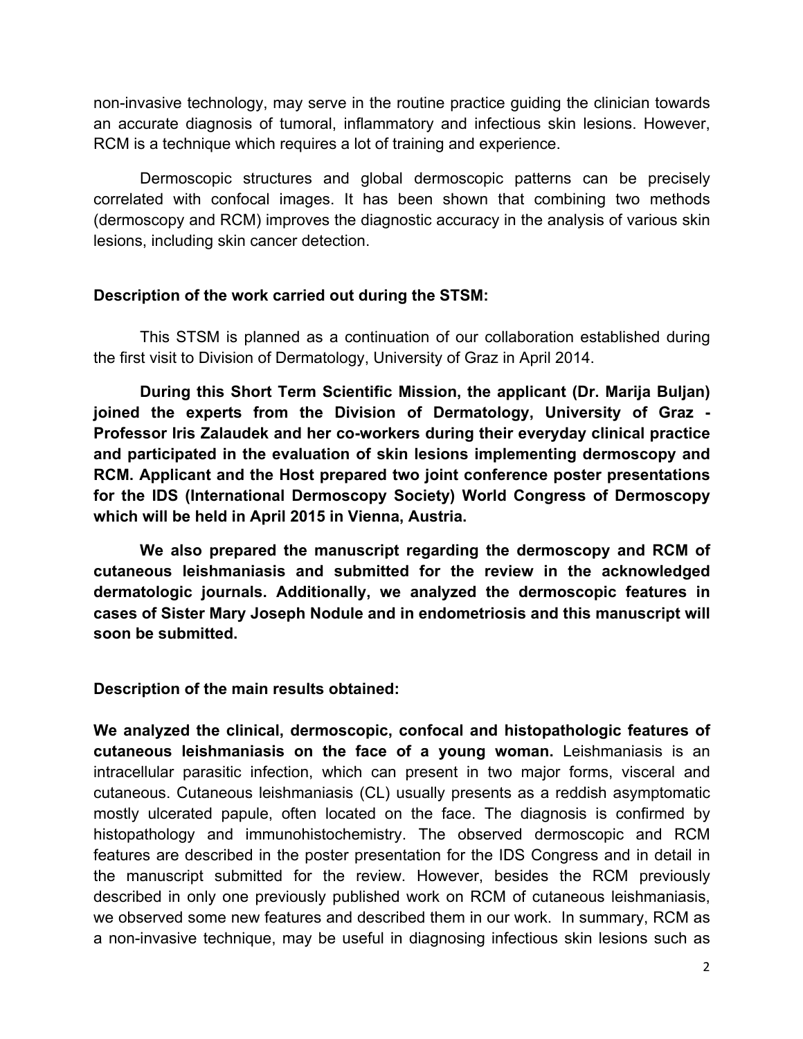non-invasive technology, may serve in the routine practice guiding the clinician towards an accurate diagnosis of tumoral, inflammatory and infectious skin lesions. However, RCM is a technique which requires a lot of training and experience.

Dermoscopic structures and global dermoscopic patterns can be precisely correlated with confocal images. It has been shown that combining two methods (dermoscopy and RCM) improves the diagnostic accuracy in the analysis of various skin lesions, including skin cancer detection.

**Description of the work carried out during the STSM:**

This STSM is planned as a continuation of our collaboration established during the first visit to Division of Dermatology, University of Graz in April 2014.

**During this Short Term Scientific Mission, the applicant (Dr. Marija Buljan) joined the experts from the Division of Dermatology, University of Graz - Professor Iris Zalaudek and her co-workers during their everyday clinical practice and participated in the evaluation of skin lesions implementing dermoscopy and RCM. Applicant and the Host prepared two joint conference poster presentations for the IDS (International Dermoscopy Society) World Congress of Dermoscopy which will be held in April 2015 in Vienna, Austria.**

**We also prepared the manuscript regarding the dermoscopy and RCM of cutaneous leishmaniasis and submitted for the review in the acknowledged dermatologic journals. Additionally, we analyzed the dermoscopic features in cases of Sister Mary Joseph Nodule and in endometriosis and this manuscript will soon be submitted.**

**Description of the main results obtained:**

**We analyzed the clinical, dermoscopic, confocal and histopathologic features of cutaneous leishmaniasis on the face of a young woman.** Leishmaniasis is an intracellular parasitic infection, which can present in two major forms, visceral and cutaneous. Cutaneous leishmaniasis (CL) usually presents as a reddish asymptomatic mostly ulcerated papule, often located on the face. The diagnosis is confirmed by histopathology and immunohistochemistry. The observed dermoscopic and RCM features are described in the poster presentation for the IDS Congress and in detail in the manuscript submitted for the review. However, besides the RCM previously described in only one previously published work on RCM of cutaneous leishmaniasis, we observed some new features and described them in our work. In summary, RCM as a non-invasive technique, may be useful in diagnosing infectious skin lesions such as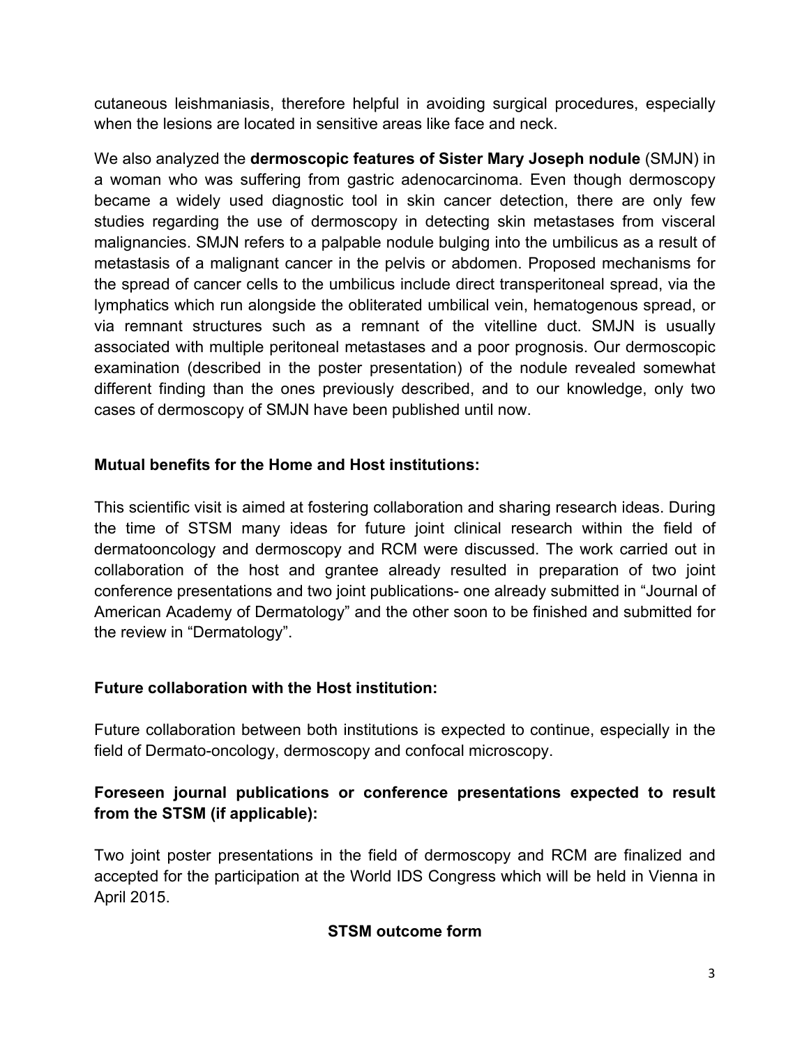cutaneous leishmaniasis, therefore helpful in avoiding surgical procedures, especially when the lesions are located in sensitive areas like face and neck.

We also analyzed the **dermoscopic features of Sister Mary Joseph nodule** (SMJN) in a woman who was suffering from gastric adenocarcinoma. Even though dermoscopy became a widely used diagnostic tool in skin cancer detection, there are only few studies regarding the use of dermoscopy in detecting skin metastases from visceral malignancies. SMJN refers to a palpable nodule bulging into the umbilicus as a result of metastasis of a malignant cancer in the pelvis or abdomen. Proposed mechanisms for the spread of cancer cells to the umbilicus include direct transperitoneal spread, via the lymphatics which run alongside the obliterated umbilical vein, hematogenous spread, or via remnant structures such as a remnant of the vitelline duct. SMJN is usually associated with multiple peritoneal metastases and a poor prognosis. Our dermoscopic examination (described in the poster presentation) of the nodule revealed somewhat different finding than the ones previously described, and to our knowledge, only two cases of dermoscopy of SMJN have been published until now.

**Mutual benefits for the Home and Host institutions:**

This scientific visit is aimed at fostering collaboration and sharing research ideas. During the time of STSM many ideas for future joint clinical research within the field of dermatooncology and dermoscopy and RCM were discussed. The work carried out in collaboration of the host and grantee already resulted in preparation of two joint conference presentations and two joint publications- one already submitted in "Journal of American Academy of Dermatology" and the other soon to be finished and submitted for the review in "Dermatology".

**Future collaboration with the Host institution:**

Future collaboration between both institutions is expected to continue, especially in the field of Dermato-oncology, dermoscopy and confocal microscopy.

**Foreseen journal publications or conference presentations expected to result from the STSM (if applicable):**

Two joint poster presentations in the field of dermoscopy and RCM are finalized and accepted for the participation at the World IDS Congress which will be held in Vienna in April 2015.

**STSM outcome form**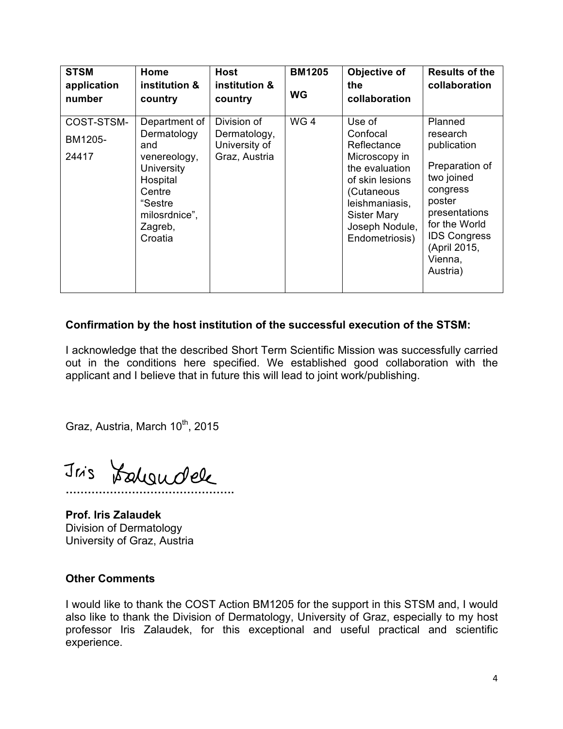| STSM application number | Home institution & country | Host institution & country | BM1205 WG | Objective of the collaboration | Results of the collaboration |
|---|---|---|---|---|---|
| COST-STSM-BM1205-24417 | Department of Dermatology and venereology, University Hospital Centre "Sestre milosrdnice", Zagreb, Croatia | Division of Dermatology, University of Graz, Austria | WG 4 | Use of Confocal Reflectance Microscopy in the evaluation of skin lesions (Cutaneous leishmaniasis, Sister Mary Joseph Nodule, Endometriosis) | Planned research publication<br><br>Preparation of two joined congress poster presentations for the World IDS Congress (April 2015, Vienna, Austria) |

**Confirmation by the host institution of the successful execution of the STSM:**

I acknowledge that the described Short Term Scientific Mission was successfully carried out in the conditions here specified. We established good collaboration with the applicant and I believe that in future this will lead to joint work/publishing.

Graz, Austria, March 10th, 2015

Iris Zalaudek

.............................................

**Prof. Iris Zalaudek**
Division of Dermatology
University of Graz, Austria

**Other Comments**

I would like to thank the COST Action BM1205 for the support in this STSM and, I would also like to thank the Division of Dermatology, University of Graz, especially to my host professor Iris Zalaudek, for this exceptional and useful practical and scientific experience.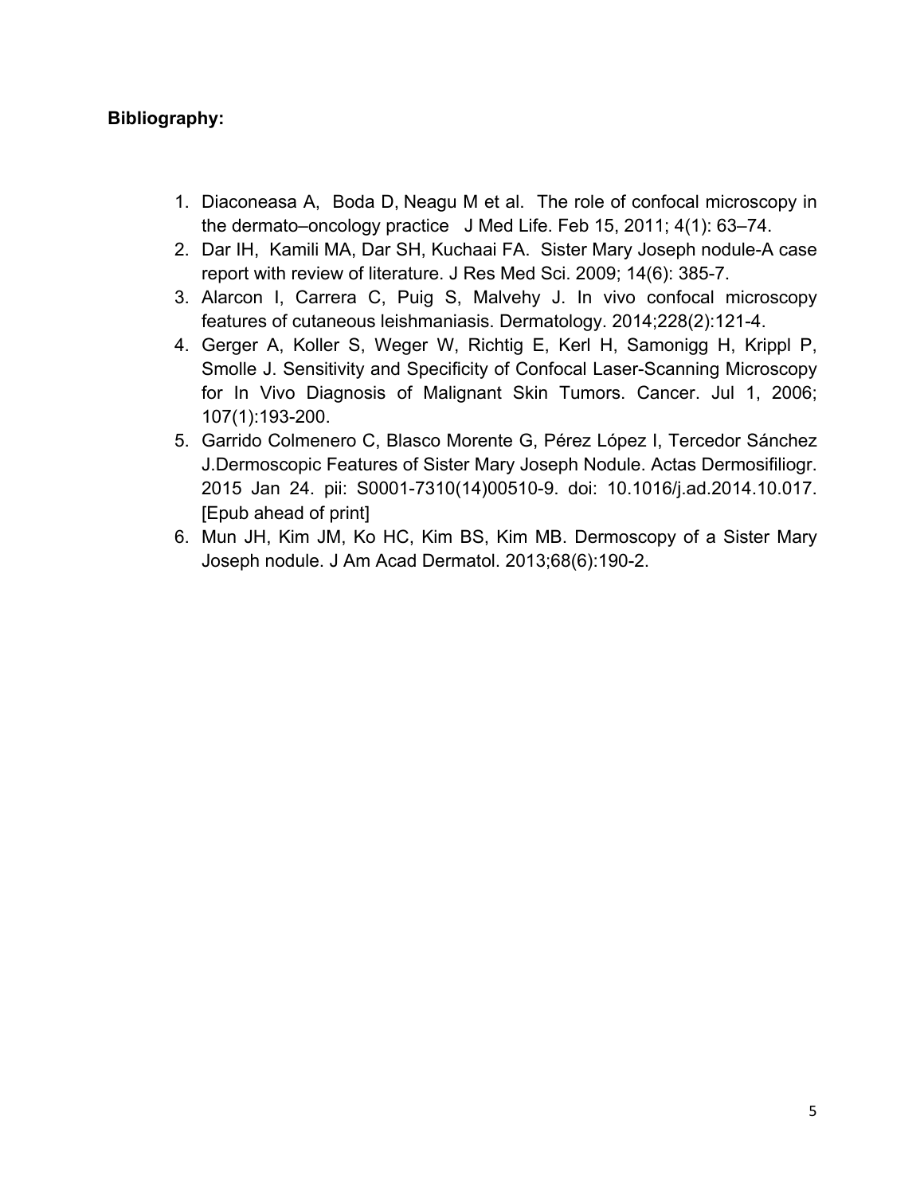**Bibliography:**

1. Diaconeasa A, Boda D, Neagu M et al. The role of confocal microscopy in the dermato–oncology practice J Med Life. Feb 15, 2011; 4(1): 63–74.
2. Dar IH, Kamili MA, Dar SH, Kuchaai FA. Sister Mary Joseph nodule-A case report with review of literature. J Res Med Sci. 2009; 14(6): 385-7.
3. Alarcon I, Carrera C, Puig S, Malvehy J. In vivo confocal microscopy features of cutaneous leishmaniasis. Dermatology. 2014;228(2):121-4.
4. Gerger A, Koller S, Weger W, Richtig E, Kerl H, Samonigg H, Krippl P, Smolle J. Sensitivity and Specificity of Confocal Laser-Scanning Microscopy for In Vivo Diagnosis of Malignant Skin Tumors. Cancer. Jul 1, 2006; 107(1):193-200.
5. Garrido Colmenero C, Blasco Morente G, Pérez López I, Tercedor Sánchez J.Dermoscopic Features of Sister Mary Joseph Nodule. Actas Dermosifiliogr. 2015 Jan 24. pii: S0001-7310(14)00510-9. doi: 10.1016/j.ad.2014.10.017. [Epub ahead of print]
6. Mun JH, Kim JM, Ko HC, Kim BS, Kim MB. Dermoscopy of a Sister Mary Joseph nodule. J Am Acad Dermatol. 2013;68(6):190-2.